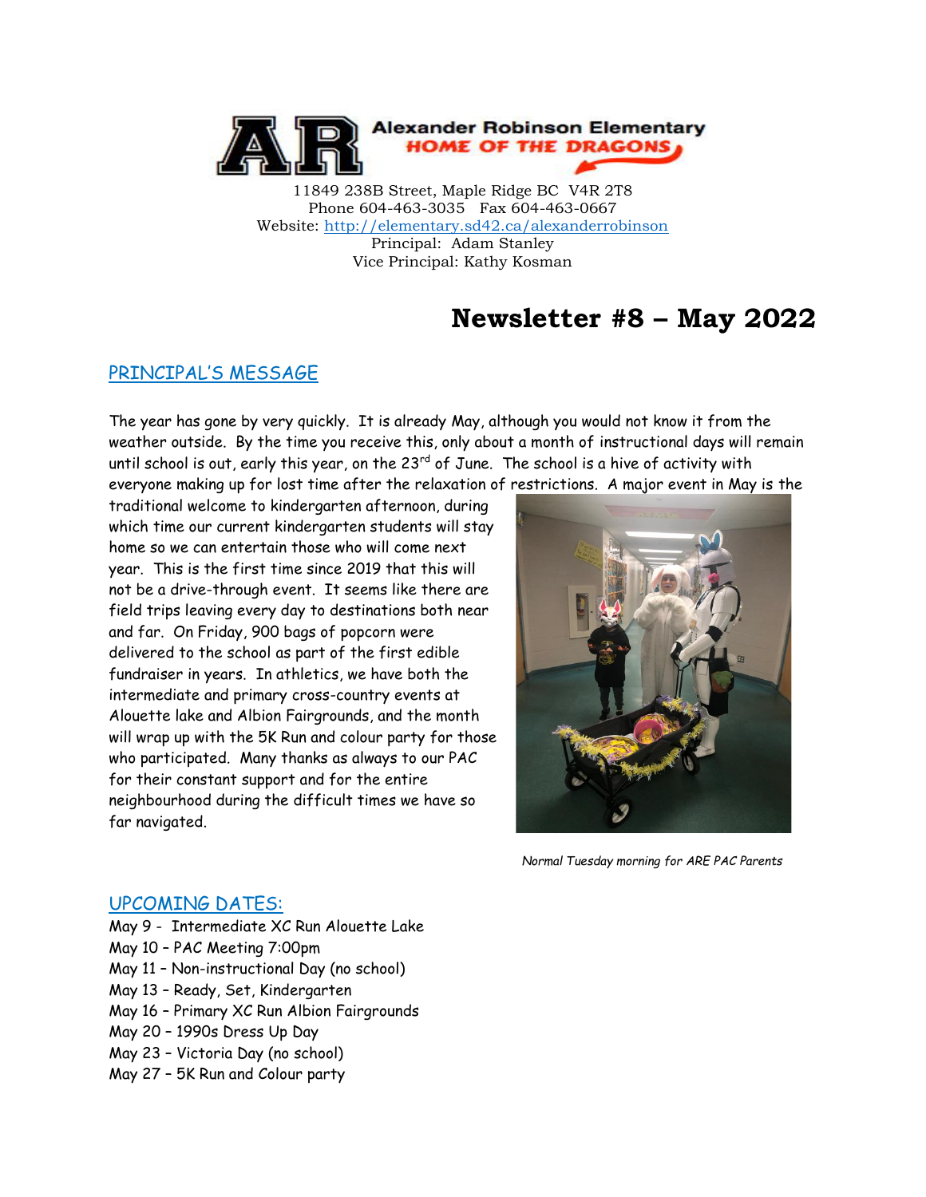**Alexander Robinson Elementary**
**HOME OF THE DRAGONS**

11849 238B Street, Maple Ridge BC V4R 2T8
Phone 604-463-3035 Fax 604-463-0667
Website: http://elementary.sd42.ca/alexanderrobinson
Principal: Adam Stanley
Vice Principal: Kathy Kosman

# Newsletter #8 – May 2022

## PRINCIPAL'S MESSAGE

The year has gone by very quickly. It is already May, although you would not know it from the weather outside. By the time you receive this, only about a month of instructional days will remain until school is out, early this year, on the 23rd of June. The school is a hive of activity with everyone making up for lost time after the relaxation of restrictions. A major event in May is the traditional welcome to kindergarten afternoon, during which time our current kindergarten students will stay home so we can entertain those who will come next year. This is the first time since 2019 that this will not be a drive-through event. It seems like there are field trips leaving every day to destinations both near and far. On Friday, 900 bags of popcorn were delivered to the school as part of the first edible fundraiser in years. In athletics, we have both the intermediate and primary cross-country events at Alouette lake and Albion Fairgrounds, and the month will wrap up with the 5K Run and colour party for those who participated. Many thanks as always to our PAC for their constant support and for the entire neighbourhood during the difficult times we have so far navigated.

*Normal Tuesday morning for ARE PAC Parents*

## UPCOMING DATES:

May 9 - Intermediate XC Run Alouette Lake
May 10 – PAC Meeting 7:00pm
May 11 – Non-instructional Day (no school)
May 13 – Ready, Set, Kindergarten
May 16 – Primary XC Run Albion Fairgrounds
May 20 – 1990s Dress Up Day
May 23 – Victoria Day (no school)
May 27 – 5K Run and Colour party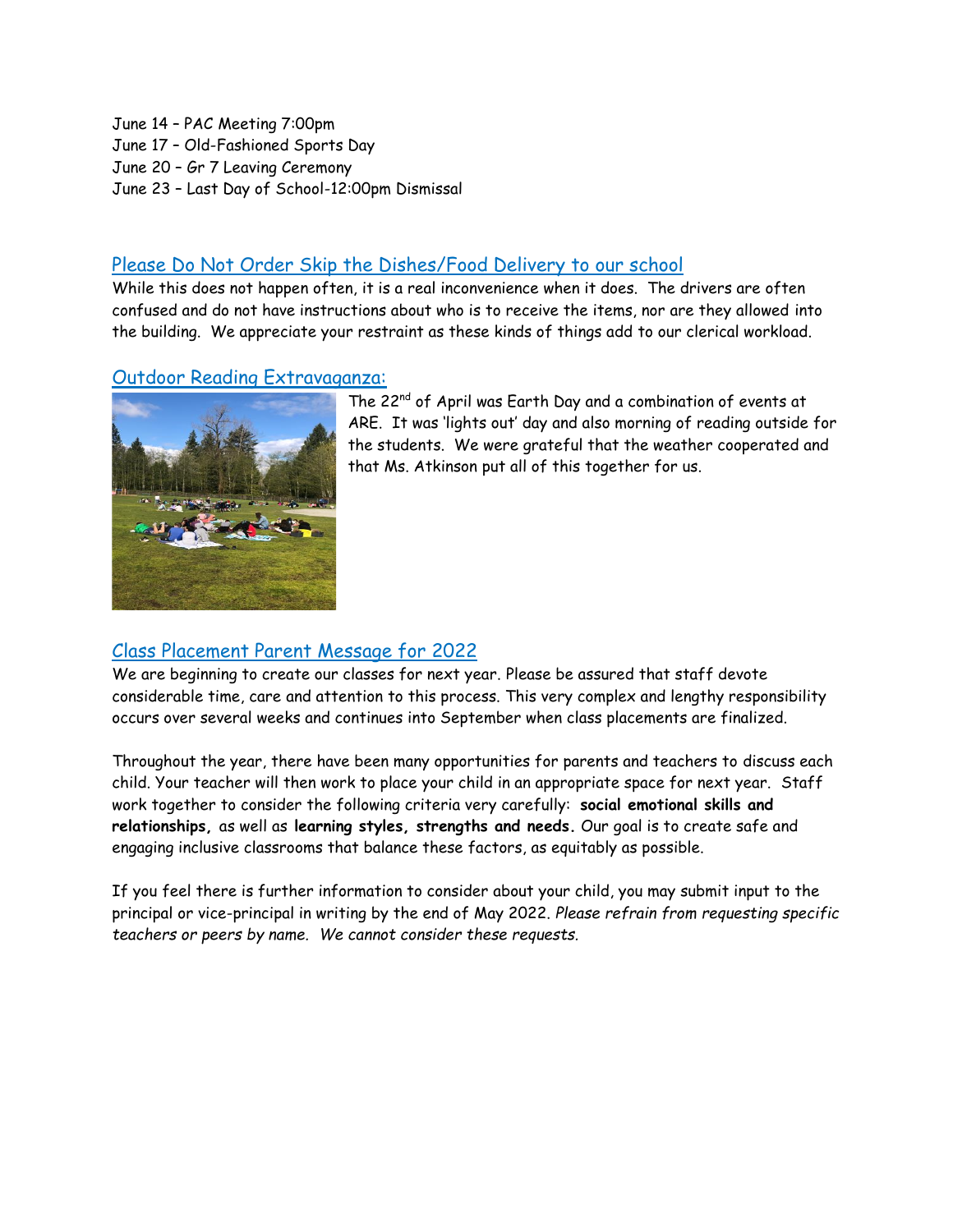June 14 – PAC Meeting 7:00pm
June 17 – Old-Fashioned Sports Day
June 20 – Gr 7 Leaving Ceremony
June 23 – Last Day of School-12:00pm Dismissal

## Please Do Not Order Skip the Dishes/Food Delivery to our school

While this does not happen often, it is a real inconvenience when it does. The drivers are often confused and do not have instructions about who is to receive the items, nor are they allowed into the building. We appreciate your restraint as these kinds of things add to our clerical workload.

## Outdoor Reading Extravaganza:

The 22nd of April was Earth Day and a combination of events at ARE. It was 'lights out' day and also morning of reading outside for the students. We were grateful that the weather cooperated and that Ms. Atkinson put all of this together for us.

## Class Placement Parent Message for 2022

We are beginning to create our classes for next year. Please be assured that staff devote considerable time, care and attention to this process. This very complex and lengthy responsibility occurs over several weeks and continues into September when class placements are finalized.

Throughout the year, there have been many opportunities for parents and teachers to discuss each child. Your teacher will then work to place your child in an appropriate space for next year. Staff work together to consider the following criteria very carefully: **social emotional skills and relationships,** as well as **learning styles, strengths and needs.** Our goal is to create safe and engaging inclusive classrooms that balance these factors, as equitably as possible.

If you feel there is further information to consider about your child, you may submit input to the principal or vice-principal in writing by the end of May 2022. *Please refrain from requesting specific teachers or peers by name. We cannot consider these requests.*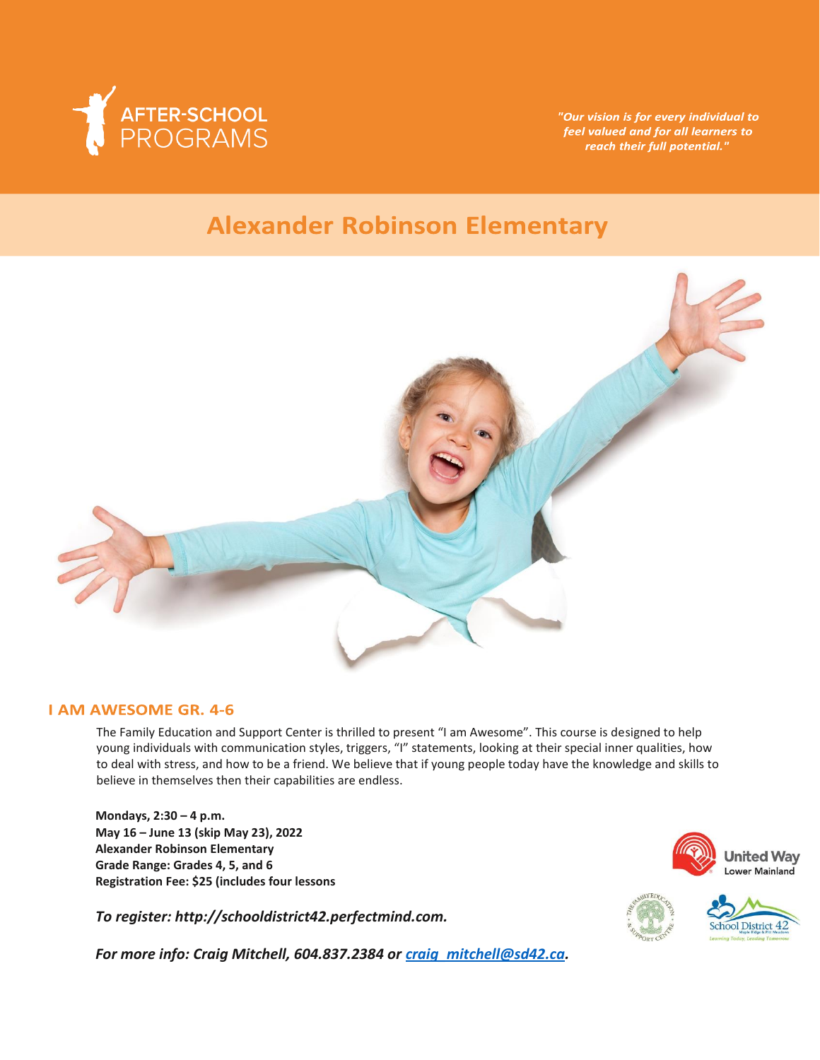AFTER-SCHOOL PROGRAMS

*"Our vision is for every individual to feel valued and for all learners to reach their full potential."*

# Alexander Robinson Elementary

## I AM AWESOME GR. 4-6

The Family Education and Support Center is thrilled to present "I am Awesome". This course is designed to help young individuals with communication styles, triggers, "I" statements, looking at their special inner qualities, how to deal with stress, and how to be a friend. We believe that if young people today have the knowledge and skills to believe in themselves then their capabilities are endless.

**Mondays, 2:30 – 4 p.m.**
**May 16 – June 13 (skip May 23), 2022**
**Alexander Robinson Elementary**
**Grade Range: Grades 4, 5, and 6**
**Registration Fee: $25 (includes four lessons**

***To register: http://schooldistrict42.perfectmind.com.***

***For more info: Craig Mitchell, 604.837.2384 or [craig_mitchell@sd42.ca](mailto:craig_mitchell@sd42.ca).***

United Way Lower Mainland

The Family Education & Support Centre

School District 42 Maple Ridge & Pitt Meadows — Learning Today, Leading Tomorrow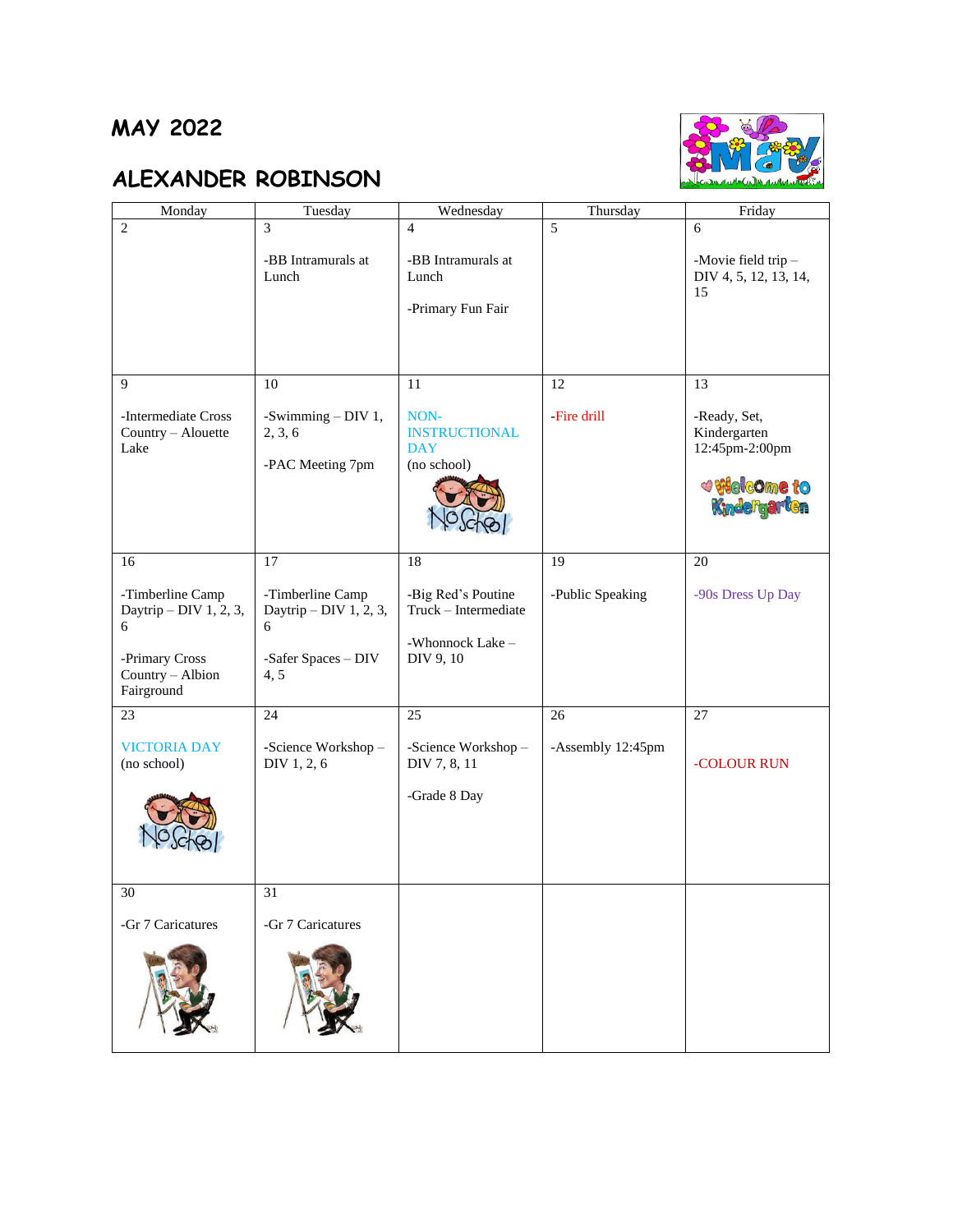# MAY 2022

# ALEXANDER ROBINSON

| Monday | Tuesday | Wednesday | Thursday | Friday |
| --- | --- | --- | --- | --- |
| 2 | 3<br><br>-BB Intramurals at Lunch | 4<br><br>-BB Intramurals at Lunch<br><br>-Primary Fun Fair | 5 | 6<br><br>-Movie field trip – DIV 4, 5, 12, 13, 14, 15 |
| 9<br><br>-Intermediate Cross Country – Alouette Lake | 10<br><br>-Swimming – DIV 1, 2, 3, 6<br><br>-PAC Meeting 7pm | 11<br><br>NON-INSTRUCTIONAL DAY<br>(no school) | 12<br><br>-Fire drill | 13<br><br>-Ready, Set, Kindergarten 12:45pm-2:00pm |
| 16<br><br>-Timberline Camp Daytrip – DIV 1, 2, 3, 6<br><br>-Primary Cross Country – Albion Fairground | 17<br><br>-Timberline Camp Daytrip – DIV 1, 2, 3, 6<br><br>-Safer Spaces – DIV 4, 5 | 18<br><br>-Big Red's Poutine Truck – Intermediate<br><br>-Whonnock Lake – DIV 9, 10 | 19<br><br>-Public Speaking | 20<br><br>-90s Dress Up Day |
| 23<br><br>VICTORIA DAY<br>(no school) | 24<br><br>-Science Workshop – DIV 1, 2, 6 | 25<br><br>-Science Workshop – DIV 7, 8, 11<br><br>-Grade 8 Day | 26<br><br>-Assembly 12:45pm | 27<br><br>-COLOUR RUN |
| 30<br><br>-Gr 7 Caricatures | 31<br><br>-Gr 7 Caricatures | | | |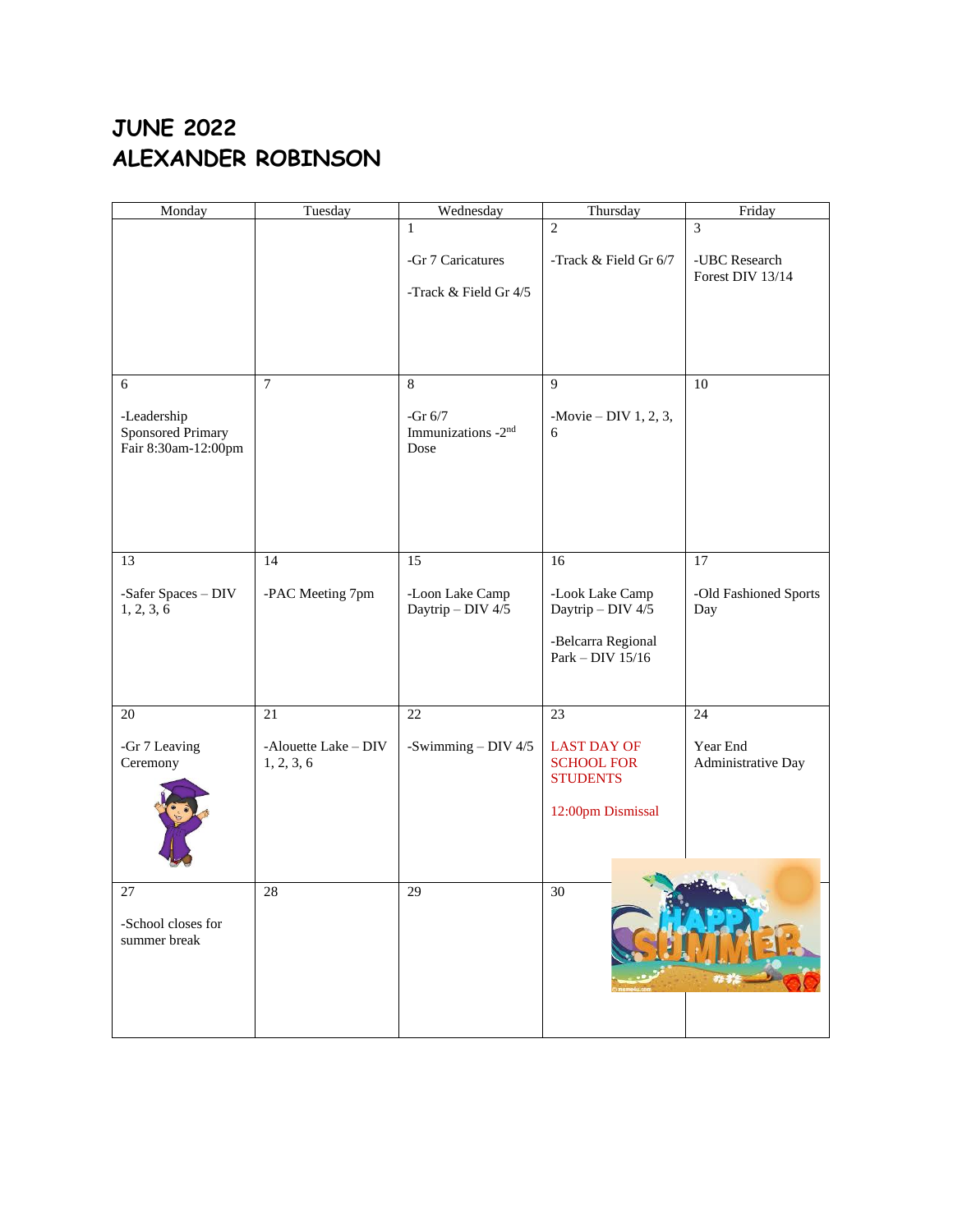# JUNE 2022
# ALEXANDER ROBINSON

| Monday | Tuesday | Wednesday | Thursday | Friday |
|---|---|---|---|---|
| | | 1<br><br>-Gr 7 Caricatures<br><br>-Track & Field Gr 4/5 | 2<br><br>-Track & Field Gr 6/7 | 3<br><br>-UBC Research Forest DIV 13/14 |
| 6<br><br>-Leadership Sponsored Primary Fair 8:30am-12:00pm | 7 | 8<br><br>-Gr 6/7 Immunizations -2nd Dose | 9<br><br>-Movie – DIV 1, 2, 3, 6 | 10 |
| 13<br><br>-Safer Spaces – DIV 1, 2, 3, 6 | 14<br><br>-PAC Meeting 7pm | 15<br><br>-Loon Lake Camp Daytrip – DIV 4/5 | 16<br><br>-Look Lake Camp Daytrip – DIV 4/5<br><br>-Belcarra Regional Park – DIV 15/16 | 17<br><br>-Old Fashioned Sports Day |
| 20<br><br>-Gr 7 Leaving Ceremony | 21<br><br>-Alouette Lake – DIV 1, 2, 3, 6 | 22<br><br>-Swimming – DIV 4/5 | 23<br><br>LAST DAY OF SCHOOL FOR STUDENTS<br><br>12:00pm Dismissal | 24<br><br>Year End Administrative Day |
| 27<br><br>-School closes for summer break | 28 | 29 | 30 | |